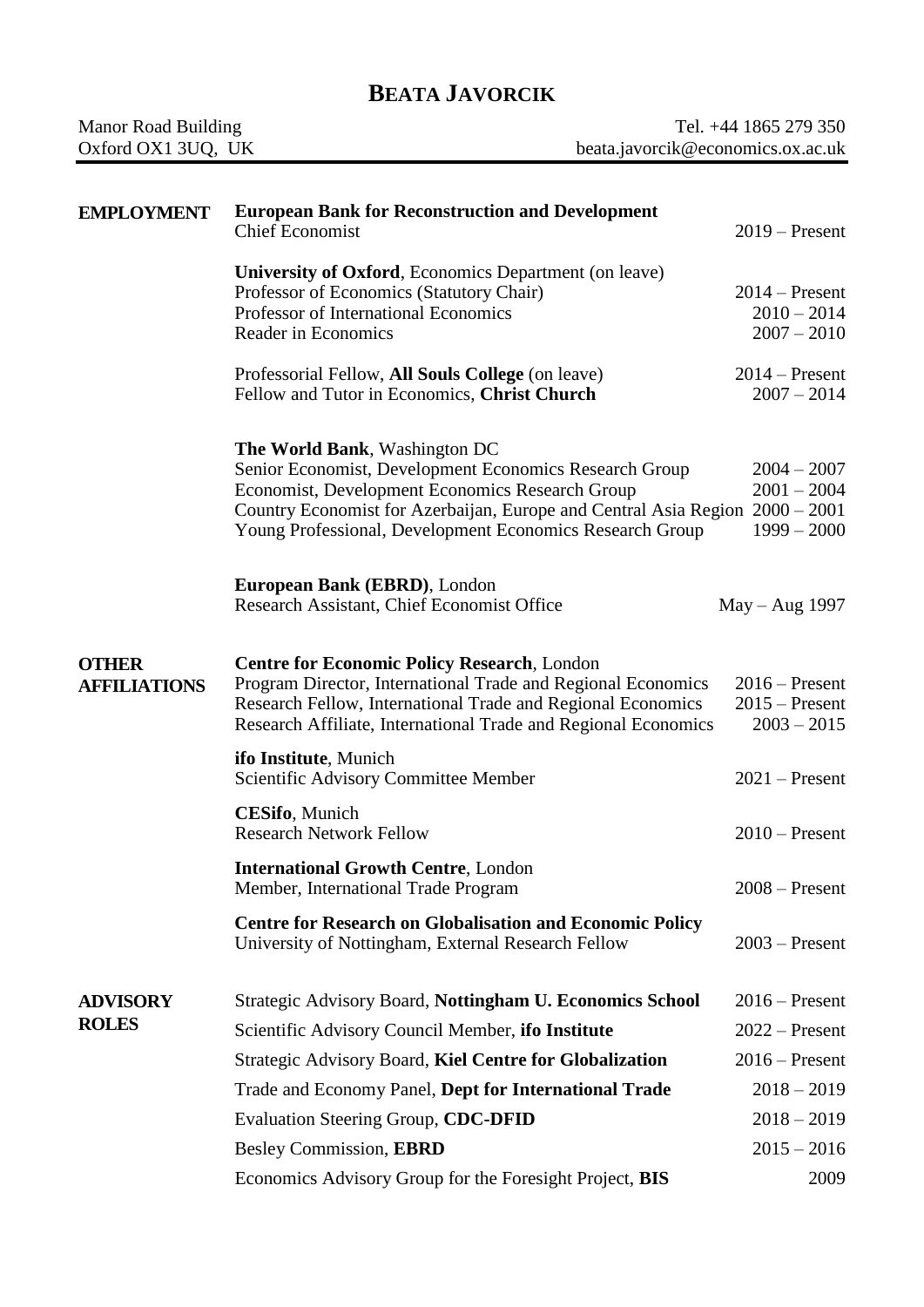# BEATA JAVORCIK

Manor Road Building
Oxford OX1 3UQ, UK

Tel. +44 1865 279 350
beata.javorcik@economics.ox.ac.uk

## EMPLOYMENT

**European Bank for Reconstruction and Development**
Chief Economist — 2019 – Present

**University of Oxford**, Economics Department (on leave)
Professor of Economics (Statutory Chair) — 2014 – Present
Professor of International Economics — 2010 – 2014
Reader in Economics — 2007 – 2010

Professorial Fellow, **All Souls College** (on leave) — 2014 – Present
Fellow and Tutor in Economics, **Christ Church** — 2007 – 2014

**The World Bank**, Washington DC
Senior Economist, Development Economics Research Group — 2004 – 2007
Economist, Development Economics Research Group — 2001 – 2004
Country Economist for Azerbaijan, Europe and Central Asia Region — 2000 – 2001
Young Professional, Development Economics Research Group — 1999 – 2000

**European Bank (EBRD)**, London
Research Assistant, Chief Economist Office — May – Aug 1997

## OTHER AFFILIATIONS

**Centre for Economic Policy Research**, London
Program Director, International Trade and Regional Economics — 2016 – Present
Research Fellow, International Trade and Regional Economics — 2015 – Present
Research Affiliate, International Trade and Regional Economics — 2003 – 2015

**ifo Institute**, Munich
Scientific Advisory Committee Member — 2021 – Present

**CESifo**, Munich
Research Network Fellow — 2010 – Present

**International Growth Centre**, London
Member, International Trade Program — 2008 – Present

**Centre for Research on Globalisation and Economic Policy**
University of Nottingham, External Research Fellow — 2003 – Present

## ADVISORY ROLES

Strategic Advisory Board, **Nottingham U. Economics School** — 2016 – Present
Scientific Advisory Council Member, **ifo Institute** — 2022 – Present
Strategic Advisory Board, **Kiel Centre for Globalization** — 2016 – Present
Trade and Economy Panel, **Dept for International Trade** — 2018 – 2019
Evaluation Steering Group, **CDC-DFID** — 2018 – 2019
Besley Commission, **EBRD** — 2015 – 2016
Economics Advisory Group for the Foresight Project, **BIS** — 2009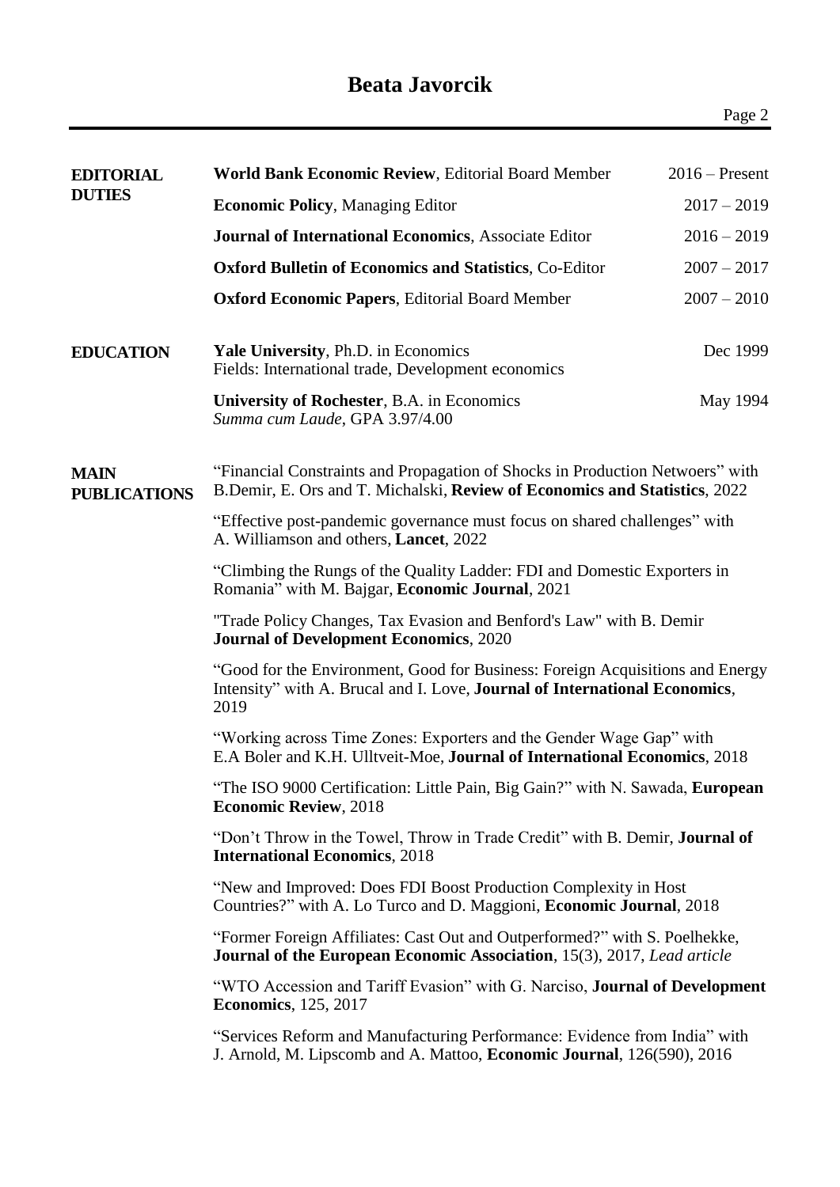## EDITORIAL DUTIES

| | |
|---|---|
| **World Bank Economic Review**, Editorial Board Member | 2016 – Present |
| **Economic Policy**, Managing Editor | 2017 – 2019 |
| **Journal of International Economics**, Associate Editor | 2016 – 2019 |
| **Oxford Bulletin of Economics and Statistics**, Co-Editor | 2007 – 2017 |
| **Oxford Economic Papers**, Editorial Board Member | 2007 – 2010 |

## EDUCATION

**Yale University**, Ph.D. in Economics — Dec 1999
Fields: International trade, Development economics

**University of Rochester**, B.A. in Economics — May 1994
*Summa cum Laude*, GPA 3.97/4.00

## MAIN PUBLICATIONS

"Financial Constraints and Propagation of Shocks in Production Netwoers" with B.Demir, E. Ors and T. Michalski, **Review of Economics and Statistics**, 2022

"Effective post-pandemic governance must focus on shared challenges" with A. Williamson and others, **Lancet**, 2022

"Climbing the Rungs of the Quality Ladder: FDI and Domestic Exporters in Romania" with M. Bajgar, **Economic Journal**, 2021

"Trade Policy Changes, Tax Evasion and Benford's Law" with B. Demir **Journal of Development Economics**, 2020

"Good for the Environment, Good for Business: Foreign Acquisitions and Energy Intensity" with A. Brucal and I. Love, **Journal of International Economics**, 2019

"Working across Time Zones: Exporters and the Gender Wage Gap" with E.A Boler and K.H. Ulltveit-Moe, **Journal of International Economics**, 2018

"The ISO 9000 Certification: Little Pain, Big Gain?" with N. Sawada, **European Economic Review**, 2018

"Don't Throw in the Towel, Throw in Trade Credit" with B. Demir, **Journal of International Economics**, 2018

"New and Improved: Does FDI Boost Production Complexity in Host Countries?" with A. Lo Turco and D. Maggioni, **Economic Journal**, 2018

"Former Foreign Affiliates: Cast Out and Outperformed?" with S. Poelhekke, **Journal of the European Economic Association**, 15(3), 2017, *Lead article*

"WTO Accession and Tariff Evasion" with G. Narciso, **Journal of Development Economics**, 125, 2017

"Services Reform and Manufacturing Performance: Evidence from India" with J. Arnold, M. Lipscomb and A. Mattoo, **Economic Journal**, 126(590), 2016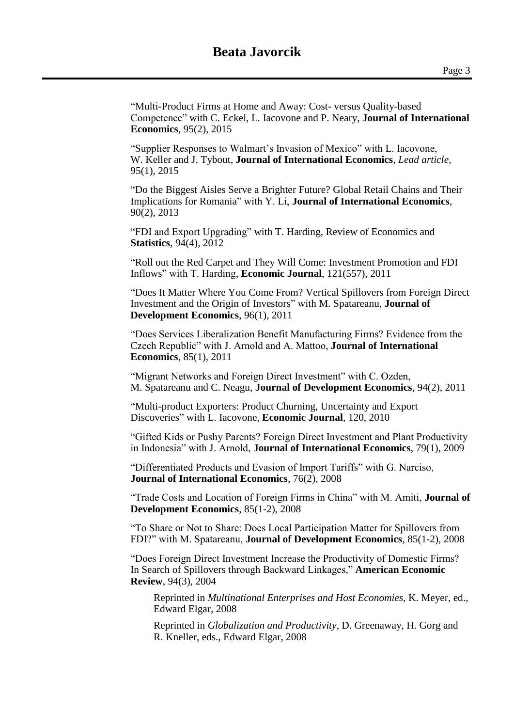"Multi-Product Firms at Home and Away: Cost- versus Quality-based Competence" with C. Eckel, L. Iacovone and P. Neary, **Journal of International Economics**, 95(2), 2015

"Supplier Responses to Walmart's Invasion of Mexico" with L. Iacovone, W. Keller and J. Tybout, **Journal of International Economics**, *Lead article,* 95(1), 2015

"Do the Biggest Aisles Serve a Brighter Future? Global Retail Chains and Their Implications for Romania" with Y. Li, **Journal of International Economics**, 90(2), 2013

"FDI and Export Upgrading" with T. Harding, Review of Economics and **Statistics**, 94(4), 2012

"Roll out the Red Carpet and They Will Come: Investment Promotion and FDI Inflows" with T. Harding, **Economic Journal**, 121(557), 2011

"Does It Matter Where You Come From? Vertical Spillovers from Foreign Direct Investment and the Origin of Investors" with M. Spatareanu, **Journal of Development Economics**, 96(1), 2011

"Does Services Liberalization Benefit Manufacturing Firms? Evidence from the Czech Republic" with J. Arnold and A. Mattoo, **Journal of International Economics**, 85(1), 2011

"Migrant Networks and Foreign Direct Investment" with C. Ozden, M. Spatareanu and C. Neagu, **Journal of Development Economics**, 94(2), 2011

"Multi-product Exporters: Product Churning, Uncertainty and Export Discoveries" with L. Iacovone, **Economic Journal**, 120, 2010

"Gifted Kids or Pushy Parents? Foreign Direct Investment and Plant Productivity in Indonesia" with J. Arnold, **Journal of International Economics**, 79(1), 2009

"Differentiated Products and Evasion of Import Tariffs" with G. Narciso, **Journal of International Economics**, 76(2), 2008

"Trade Costs and Location of Foreign Firms in China" with M. Amiti, **Journal of Development Economics**, 85(1-2), 2008

"To Share or Not to Share: Does Local Participation Matter for Spillovers from FDI?" with M. Spatareanu, **Journal of Development Economics**, 85(1-2), 2008

"Does Foreign Direct Investment Increase the Productivity of Domestic Firms? In Search of Spillovers through Backward Linkages," **American Economic Review**, 94(3), 2004

Reprinted in *Multinational Enterprises and Host Economies,* K. Meyer, ed., Edward Elgar, 2008

Reprinted in *Globalization and Productivity*, D. Greenaway, H. Gorg and R. Kneller, eds., Edward Elgar, 2008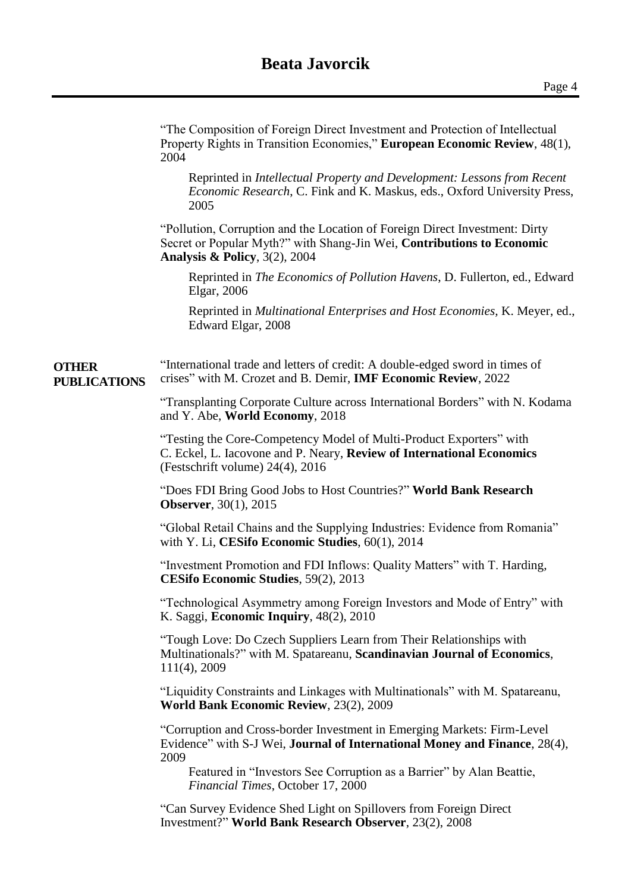"The Composition of Foreign Direct Investment and Protection of Intellectual Property Rights in Transition Economies," **European Economic Review**, 48(1), 2004

Reprinted in *Intellectual Property and Development: Lessons from Recent Economic Research*, C. Fink and K. Maskus, eds., Oxford University Press, 2005

"Pollution, Corruption and the Location of Foreign Direct Investment: Dirty Secret or Popular Myth?" with Shang-Jin Wei, **Contributions to Economic Analysis & Policy**, 3(2), 2004

Reprinted in *The Economics of Pollution Havens*, D. Fullerton, ed., Edward Elgar, 2006

Reprinted in *Multinational Enterprises and Host Economies*, K. Meyer, ed., Edward Elgar, 2008

## OTHER PUBLICATIONS

"International trade and letters of credit: A double-edged sword in times of crises" with M. Crozet and B. Demir, **IMF Economic Review**, 2022

"Transplanting Corporate Culture across International Borders" with N. Kodama and Y. Abe, **World Economy**, 2018

"Testing the Core-Competency Model of Multi-Product Exporters" with C. Eckel, L. Iacovone and P. Neary, **Review of International Economics** (Festschrift volume) 24(4), 2016

"Does FDI Bring Good Jobs to Host Countries?" **World Bank Research Observer**, 30(1), 2015

"Global Retail Chains and the Supplying Industries: Evidence from Romania" with Y. Li, **CESifo Economic Studies**, 60(1), 2014

"Investment Promotion and FDI Inflows: Quality Matters" with T. Harding, **CESifo Economic Studies**, 59(2), 2013

"Technological Asymmetry among Foreign Investors and Mode of Entry" with K. Saggi, **Economic Inquiry**, 48(2), 2010

"Tough Love: Do Czech Suppliers Learn from Their Relationships with Multinationals?" with M. Spatareanu, **Scandinavian Journal of Economics**, 111(4), 2009

"Liquidity Constraints and Linkages with Multinationals" with M. Spatareanu, **World Bank Economic Review**, 23(2), 2009

"Corruption and Cross-border Investment in Emerging Markets: Firm-Level Evidence" with S-J Wei, **Journal of International Money and Finance**, 28(4), 2009

Featured in "Investors See Corruption as a Barrier" by Alan Beattie, *Financial Times*, October 17, 2000

"Can Survey Evidence Shed Light on Spillovers from Foreign Direct Investment?" **World Bank Research Observer**, 23(2), 2008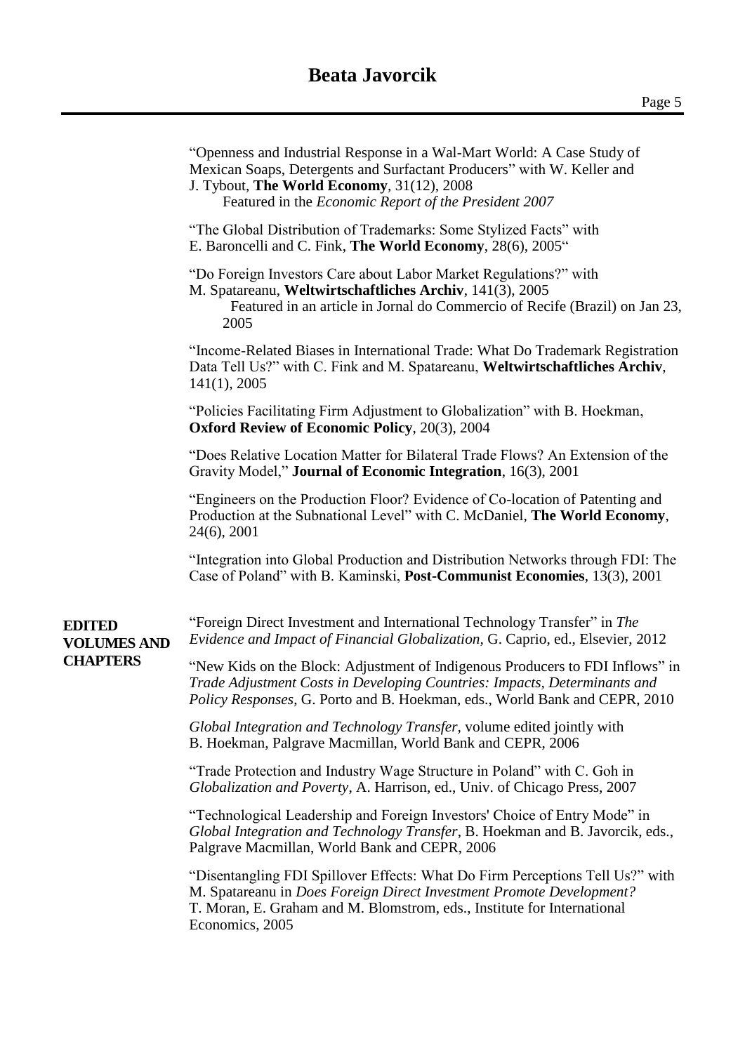"Openness and Industrial Response in a Wal-Mart World: A Case Study of Mexican Soaps, Detergents and Surfactant Producers" with W. Keller and J. Tybout, **The World Economy**, 31(12), 2008
Featured in the *Economic Report of the President 2007*

"The Global Distribution of Trademarks: Some Stylized Facts" with E. Baroncelli and C. Fink, **The World Economy**, 28(6), 2005"

"Do Foreign Investors Care about Labor Market Regulations?" with M. Spatareanu, **Weltwirtschaftliches Archiv**, 141(3), 2005
Featured in an article in Jornal do Commercio of Recife (Brazil) on Jan 23, 2005

"Income-Related Biases in International Trade: What Do Trademark Registration Data Tell Us?" with C. Fink and M. Spatareanu, **Weltwirtschaftliches Archiv**, 141(1), 2005

"Policies Facilitating Firm Adjustment to Globalization" with B. Hoekman, **Oxford Review of Economic Policy**, 20(3), 2004

"Does Relative Location Matter for Bilateral Trade Flows? An Extension of the Gravity Model," **Journal of Economic Integration**, 16(3), 2001

"Engineers on the Production Floor? Evidence of Co-location of Patenting and Production at the Subnational Level" with C. McDaniel, **The World Economy**, 24(6), 2001

"Integration into Global Production and Distribution Networks through FDI: The Case of Poland" with B. Kaminski, **Post-Communist Economies**, 13(3), 2001

**EDITED VOLUMES AND CHAPTERS**

"Foreign Direct Investment and International Technology Transfer" in *The Evidence and Impact of Financial Globalization*, G. Caprio, ed., Elsevier, 2012

"New Kids on the Block: Adjustment of Indigenous Producers to FDI Inflows" in *Trade Adjustment Costs in Developing Countries: Impacts, Determinants and Policy Responses*, G. Porto and B. Hoekman, eds., World Bank and CEPR, 2010

*Global Integration and Technology Transfer*, volume edited jointly with B. Hoekman, Palgrave Macmillan, World Bank and CEPR, 2006

"Trade Protection and Industry Wage Structure in Poland" with C. Goh in *Globalization and Poverty*, A. Harrison, ed., Univ. of Chicago Press, 2007

"Technological Leadership and Foreign Investors' Choice of Entry Mode" in *Global Integration and Technology Transfer*, B. Hoekman and B. Javorcik, eds., Palgrave Macmillan, World Bank and CEPR, 2006

"Disentangling FDI Spillover Effects: What Do Firm Perceptions Tell Us?" with M. Spatareanu in *Does Foreign Direct Investment Promote Development?* T. Moran, E. Graham and M. Blomstrom, eds., Institute for International Economics, 2005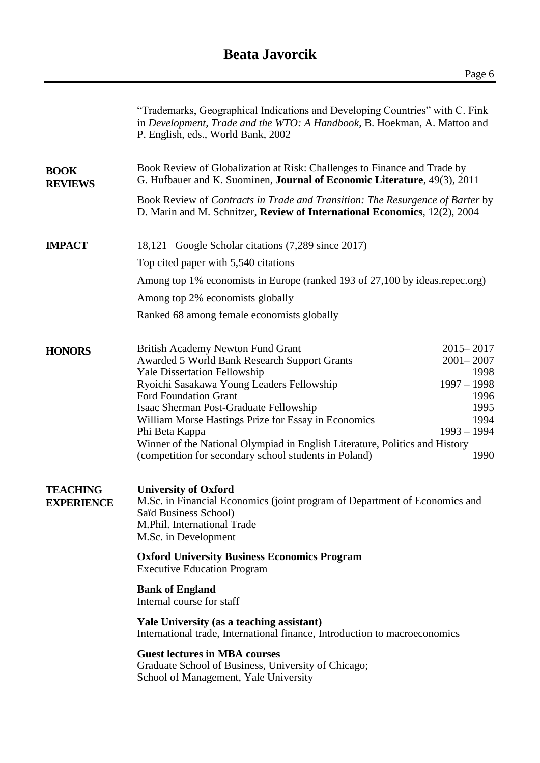"Trademarks, Geographical Indications and Developing Countries" with C. Fink in *Development, Trade and the WTO: A Handbook*, B. Hoekman, A. Mattoo and P. English, eds., World Bank, 2002

## BOOK REVIEWS

Book Review of Globalization at Risk: Challenges to Finance and Trade by G. Hufbauer and K. Suominen, **Journal of Economic Literature**, 49(3), 2011

Book Review of *Contracts in Trade and Transition: The Resurgence of Barter* by D. Marin and M. Schnitzer, **Review of International Economics**, 12(2), 2004

## IMPACT

18,121 Google Scholar citations (7,289 since 2017)

Top cited paper with 5,540 citations

Among top 1% economists in Europe (ranked 193 of 27,100 by ideas.repec.org)

Among top 2% economists globally

Ranked 68 among female economists globally

## HONORS

| | |
|---|---|
| British Academy Newton Fund Grant | 2015– 2017 |
| Awarded 5 World Bank Research Support Grants | 2001– 2007 |
| Yale Dissertation Fellowship | 1998 |
| Ryoichi Sasakawa Young Leaders Fellowship | 1997 – 1998 |
| Ford Foundation Grant | 1996 |
| Isaac Sherman Post-Graduate Fellowship | 1995 |
| William Morse Hastings Prize for Essay in Economics | 1994 |
| Phi Beta Kappa | 1993 – 1994 |
| Winner of the National Olympiad in English Literature, Politics and History (competition for secondary school students in Poland) | 1990 |

## TEACHING EXPERIENCE

**University of Oxford**
M.Sc. in Financial Economics (joint program of Department of Economics and Saïd Business School)
M.Phil. International Trade
M.Sc. in Development

**Oxford University Business Economics Program**
Executive Education Program

**Bank of England**
Internal course for staff

**Yale University (as a teaching assistant)**
International trade, International finance, Introduction to macroeconomics

**Guest lectures in MBA courses**
Graduate School of Business, University of Chicago;
School of Management, Yale University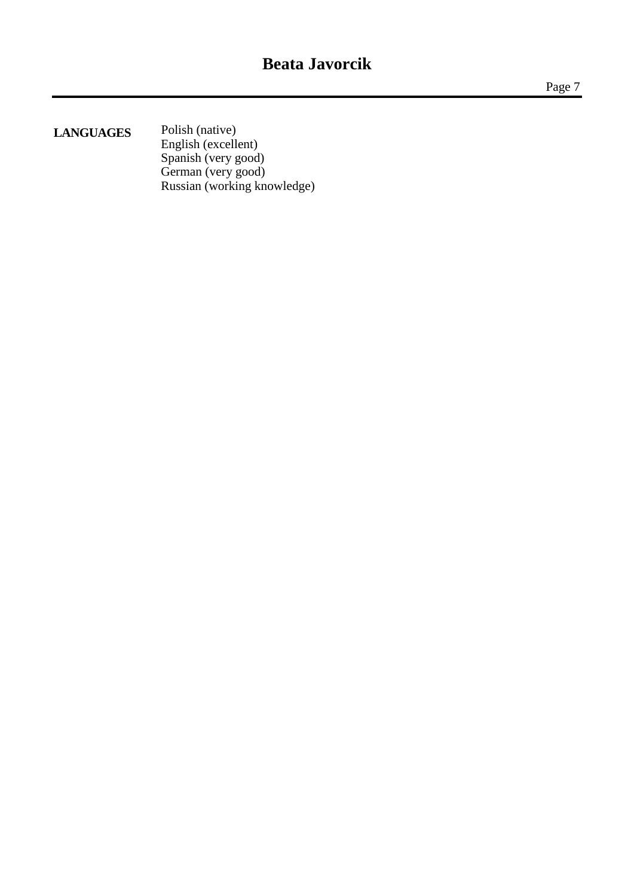**LANGUAGES**

Polish (native)
English (excellent)
Spanish (very good)
German (very good)
Russian (working knowledge)